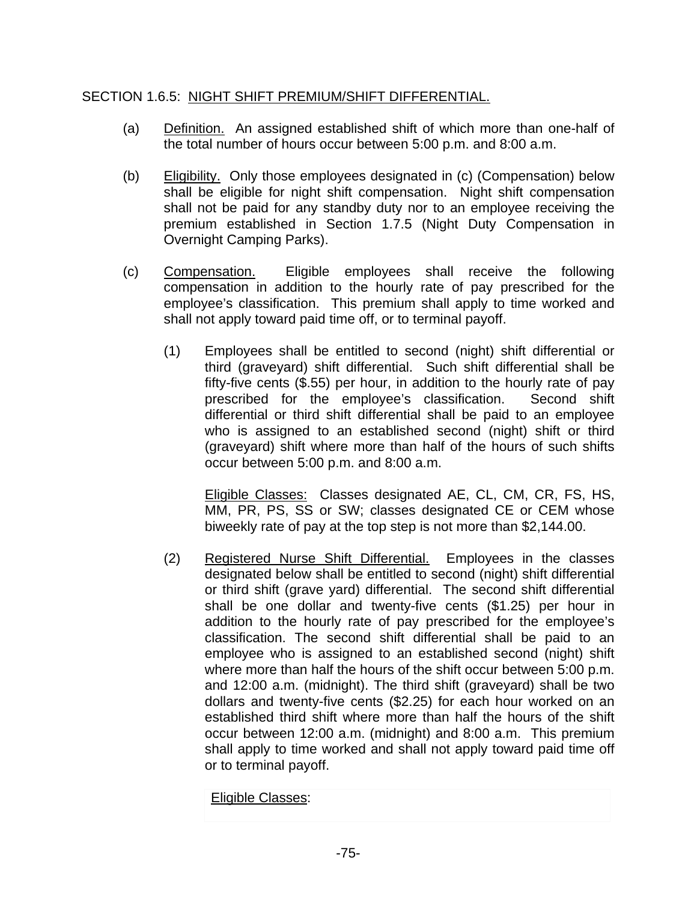SECTION 1.6.5: NIGHT SHIFT PREMIUM/SHIFT DIFFERENTIAL.

(a) Definition. An assigned established shift of which more than one-half of the total number of hours occur between 5:00 p.m. and 8:00 a.m.

(b) Eligibility. Only those employees designated in (c) (Compensation) below shall be eligible for night shift compensation. Night shift compensation shall not be paid for any standby duty nor to an employee receiving the premium established in Section 1.7.5 (Night Duty Compensation in Overnight Camping Parks).

(c) Compensation. Eligible employees shall receive the following compensation in addition to the hourly rate of pay prescribed for the employee's classification. This premium shall apply to time worked and shall not apply toward paid time off, or to terminal payoff.

(1) Employees shall be entitled to second (night) shift differential or third (graveyard) shift differential. Such shift differential shall be fifty-five cents ($.55) per hour, in addition to the hourly rate of pay prescribed for the employee's classification. Second shift differential or third shift differential shall be paid to an employee who is assigned to an established second (night) shift or third (graveyard) shift where more than half of the hours of such shifts occur between 5:00 p.m. and 8:00 a.m.

Eligible Classes: Classes designated AE, CL, CM, CR, FS, HS, MM, PR, PS, SS or SW; classes designated CE or CEM whose biweekly rate of pay at the top step is not more than $2,144.00.

(2) Registered Nurse Shift Differential. Employees in the classes designated below shall be entitled to second (night) shift differential or third shift (grave yard) differential. The second shift differential shall be one dollar and twenty-five cents ($1.25) per hour in addition to the hourly rate of pay prescribed for the employee's classification. The second shift differential shall be paid to an employee who is assigned to an established second (night) shift where more than half the hours of the shift occur between 5:00 p.m. and 12:00 a.m. (midnight). The third shift (graveyard) shall be two dollars and twenty-five cents ($2.25) for each hour worked on an established third shift where more than half the hours of the shift occur between 12:00 a.m. (midnight) and 8:00 a.m. This premium shall apply to time worked and shall not apply toward paid time off or to terminal payoff.

Eligible Classes: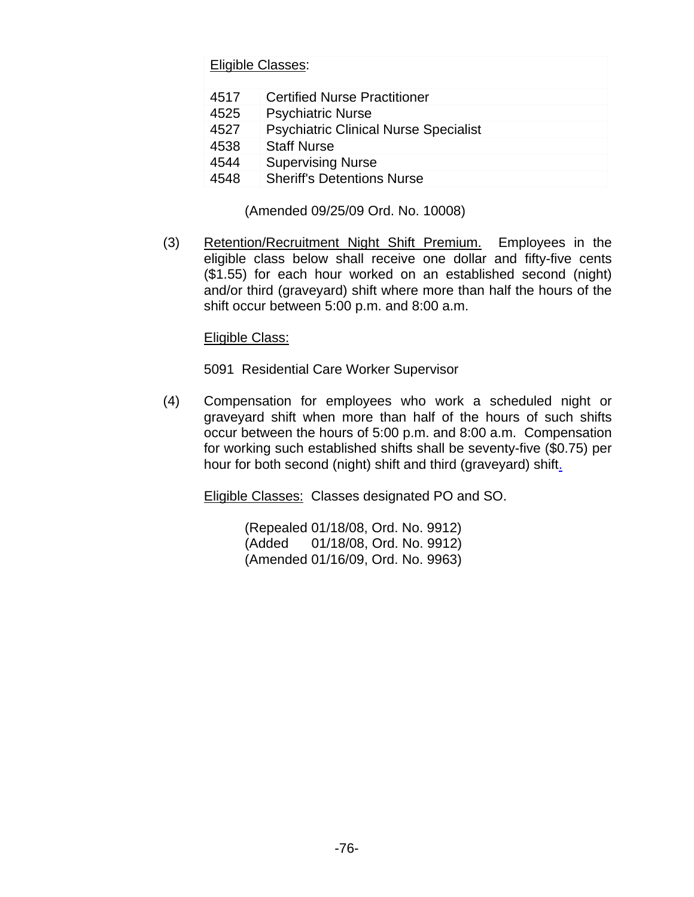| Eligible Classes: | |
|---|---|
| 4517 | Certified Nurse Practitioner |
| 4525 | Psychiatric Nurse |
| 4527 | Psychiatric Clinical Nurse Specialist |
| 4538 | Staff Nurse |
| 4544 | Supervising Nurse |
| 4548 | Sheriff's Detentions Nurse |

(Amended 09/25/09 Ord. No. 10008)

(3) Retention/Recruitment Night Shift Premium. Employees in the eligible class below shall receive one dollar and fifty-five cents ($1.55) for each hour worked on an established second (night) and/or third (graveyard) shift where more than half the hours of the shift occur between 5:00 p.m. and 8:00 a.m.

Eligible Class:

5091 Residential Care Worker Supervisor

(4) Compensation for employees who work a scheduled night or graveyard shift when more than half of the hours of such shifts occur between the hours of 5:00 p.m. and 8:00 a.m. Compensation for working such established shifts shall be seventy-five ($0.75) per hour for both second (night) shift and third (graveyard) shift.

Eligible Classes: Classes designated PO and SO.

(Repealed 01/18/08, Ord. No. 9912)
(Added 01/18/08, Ord. No. 9912)
(Amended 01/16/09, Ord. No. 9963)